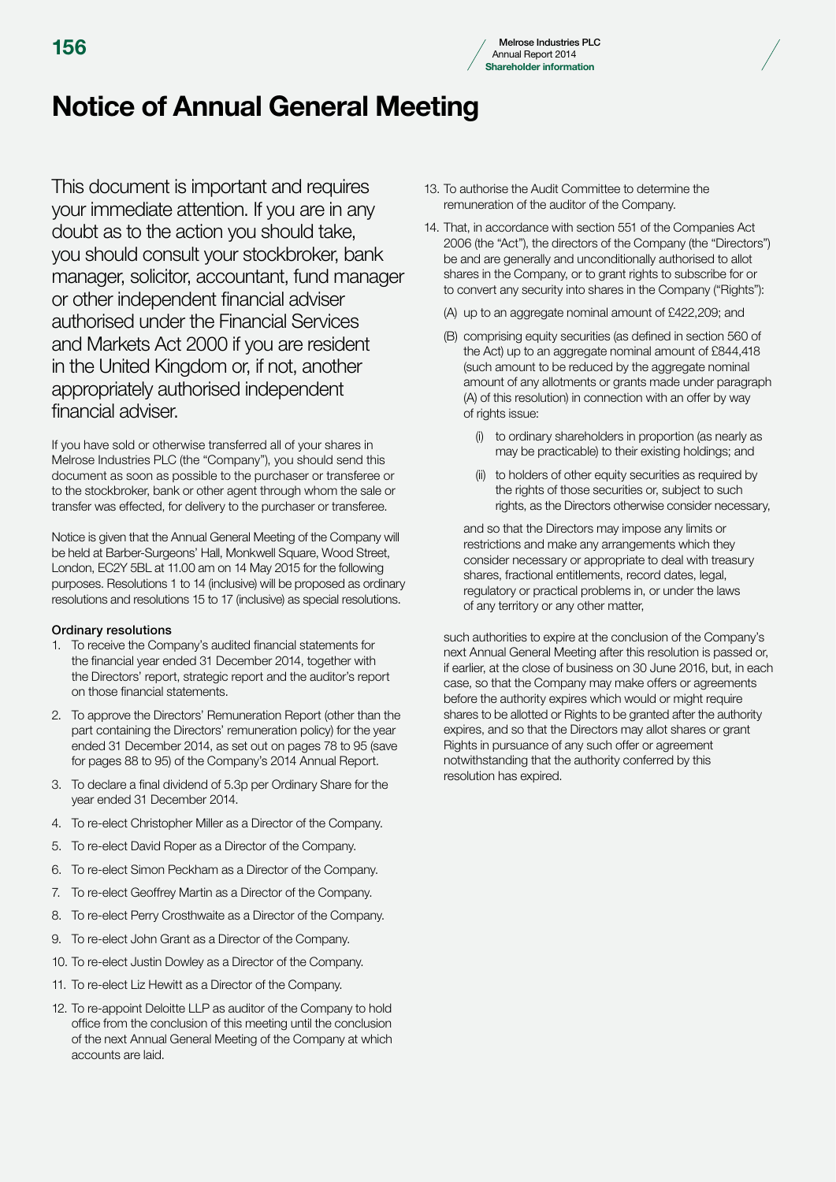# Notice of Annual General Meeting

This document is important and requires your immediate attention. If you are in any doubt as to the action you should take, you should consult your stockbroker, bank manager, solicitor, accountant, fund manager or other independent financial adviser authorised under the Financial Services and Markets Act 2000 if you are resident in the United Kingdom or, if not, another appropriately authorised independent financial adviser.

If you have sold or otherwise transferred all of your shares in Melrose Industries PLC (the "Company"), you should send this document as soon as possible to the purchaser or transferee or to the stockbroker, bank or other agent through whom the sale or transfer was effected, for delivery to the purchaser or transferee.

Notice is given that the Annual General Meeting of the Company will be held at Barber-Surgeons' Hall, Monkwell Square, Wood Street, London, EC2Y 5BL at 11.00 am on 14 May 2015 for the following purposes. Resolutions 1 to 14 (inclusive) will be proposed as ordinary resolutions and resolutions 15 to 17 (inclusive) as special resolutions.

### Ordinary resolutions

1. To receive the Company's audited financial statements for the financial year ended 31 December 2014, together with the Directors' report, strategic report and the auditor's report on those financial statements.
2. To approve the Directors' Remuneration Report (other than the part containing the Directors' remuneration policy) for the year ended 31 December 2014, as set out on pages 78 to 95 (save for pages 88 to 95) of the Company's 2014 Annual Report.
3. To declare a final dividend of 5.3p per Ordinary Share for the year ended 31 December 2014.
4. To re-elect Christopher Miller as a Director of the Company.
5. To re-elect David Roper as a Director of the Company.
6. To re-elect Simon Peckham as a Director of the Company.
7. To re-elect Geoffrey Martin as a Director of the Company.
8. To re-elect Perry Crosthwaite as a Director of the Company.
9. To re-elect John Grant as a Director of the Company.
10. To re-elect Justin Dowley as a Director of the Company.
11. To re-elect Liz Hewitt as a Director of the Company.
12. To re-appoint Deloitte LLP as auditor of the Company to hold office from the conclusion of this meeting until the conclusion of the next Annual General Meeting of the Company at which accounts are laid.
13. To authorise the Audit Committee to determine the remuneration of the auditor of the Company.
14. That, in accordance with section 551 of the Companies Act 2006 (the "Act"), the directors of the Company (the "Directors") be and are generally and unconditionally authorised to allot shares in the Company, or to grant rights to subscribe for or to convert any security into shares in the Company ("Rights"):

    (A) up to an aggregate nominal amount of £422,209; and

    (B) comprising equity securities (as defined in section 560 of the Act) up to an aggregate nominal amount of £844,418 (such amount to be reduced by the aggregate nominal amount of any allotments or grants made under paragraph (A) of this resolution) in connection with an offer by way of rights issue:

    - (i) to ordinary shareholders in proportion (as nearly as may be practicable) to their existing holdings; and
    - (ii) to holders of other equity securities as required by the rights of those securities or, subject to such rights, as the Directors otherwise consider necessary,

    and so that the Directors may impose any limits or restrictions and make any arrangements which they consider necessary or appropriate to deal with treasury shares, fractional entitlements, record dates, legal, regulatory or practical problems in, or under the laws of any territory or any other matter,

    such authorities to expire at the conclusion of the Company's next Annual General Meeting after this resolution is passed or, if earlier, at the close of business on 30 June 2016, but, in each case, so that the Company may make offers or agreements before the authority expires which would or might require shares to be allotted or Rights to be granted after the authority expires, and so that the Directors may allot shares or grant Rights in pursuance of any such offer or agreement notwithstanding that the authority conferred by this resolution has expired.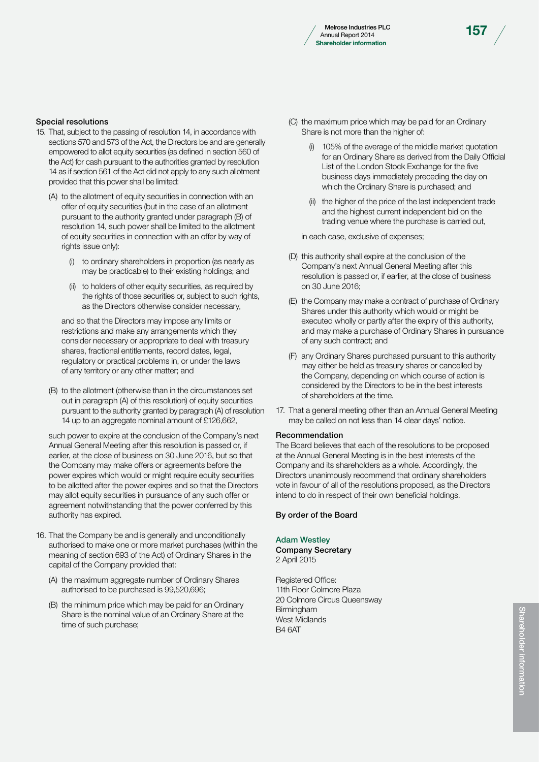### Special resolutions

15. That, subject to the passing of resolution 14, in accordance with sections 570 and 573 of the Act, the Directors be and are generally empowered to allot equity securities (as defined in section 560 of the Act) for cash pursuant to the authorities granted by resolution 14 as if section 561 of the Act did not apply to any such allotment provided that this power shall be limited:

    (A) to the allotment of equity securities in connection with an offer of equity securities (but in the case of an allotment pursuant to the authority granted under paragraph (B) of resolution 14, such power shall be limited to the allotment of equity securities in connection with an offer by way of rights issue only):

    (i) to ordinary shareholders in proportion (as nearly as may be practicable) to their existing holdings; and

    (ii) to holders of other equity securities, as required by the rights of those securities or, subject to such rights, as the Directors otherwise consider necessary,

    and so that the Directors may impose any limits or restrictions and make any arrangements which they consider necessary or appropriate to deal with treasury shares, fractional entitlements, record dates, legal, regulatory or practical problems in, or under the laws of any territory or any other matter; and

    (B) to the allotment (otherwise than in the circumstances set out in paragraph (A) of this resolution) of equity securities pursuant to the authority granted by paragraph (A) of resolution 14 up to an aggregate nominal amount of £126,662,

    such power to expire at the conclusion of the Company's next Annual General Meeting after this resolution is passed or, if earlier, at the close of business on 30 June 2016, but so that the Company may make offers or agreements before the power expires which would or might require equity securities to be allotted after the power expires and so that the Directors may allot equity securities in pursuance of any such offer or agreement notwithstanding that the power conferred by this authority has expired.

16. That the Company be and is generally and unconditionally authorised to make one or more market purchases (within the meaning of section 693 of the Act) of Ordinary Shares in the capital of the Company provided that:

    (A) the maximum aggregate number of Ordinary Shares authorised to be purchased is 99,520,696;

    (B) the minimum price which may be paid for an Ordinary Share is the nominal value of an Ordinary Share at the time of such purchase;

    (C) the maximum price which may be paid for an Ordinary Share is not more than the higher of:

    (i) 105% of the average of the middle market quotation for an Ordinary Share as derived from the Daily Official List of the London Stock Exchange for the five business days immediately preceding the day on which the Ordinary Share is purchased; and

    (ii) the higher of the price of the last independent trade and the highest current independent bid on the trading venue where the purchase is carried out,

    in each case, exclusive of expenses;

    (D) this authority shall expire at the conclusion of the Company's next Annual General Meeting after this resolution is passed or, if earlier, at the close of business on 30 June 2016;

    (E) the Company may make a contract of purchase of Ordinary Shares under this authority which would or might be executed wholly or partly after the expiry of this authority, and may make a purchase of Ordinary Shares in pursuance of any such contract; and

    (F) any Ordinary Shares purchased pursuant to this authority may either be held as treasury shares or cancelled by the Company, depending on which course of action is considered by the Directors to be in the best interests of shareholders at the time.

17. That a general meeting other than an Annual General Meeting may be called on not less than 14 clear days' notice.

### Recommendation

The Board believes that each of the resolutions to be proposed at the Annual General Meeting is in the best interests of the Company and its shareholders as a whole. Accordingly, the Directors unanimously recommend that ordinary shareholders vote in favour of all of the resolutions proposed, as the Directors intend to do in respect of their own beneficial holdings.

**By order of the Board**

**Adam Westley**
**Company Secretary**
2 April 2015

Registered Office:
11th Floor Colmore Plaza
20 Colmore Circus Queensway
Birmingham
West Midlands
B4 6AT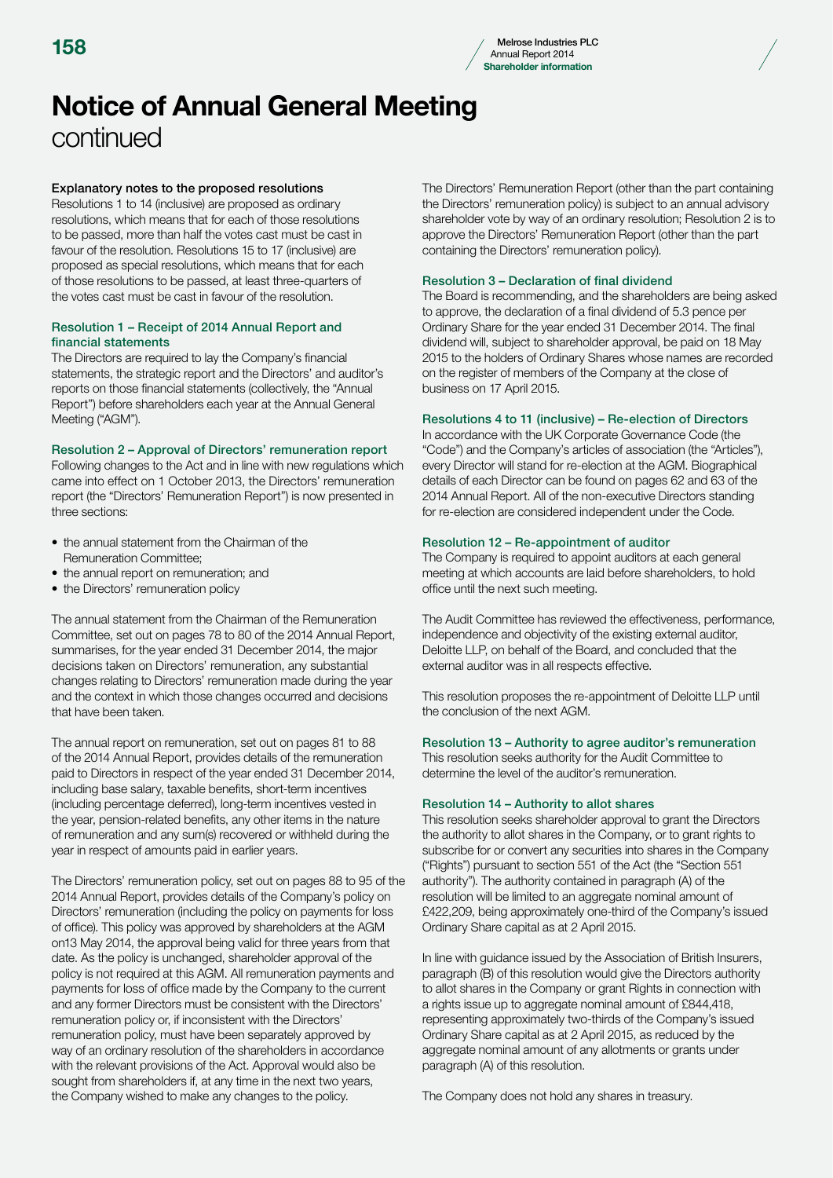# Notice of Annual General Meeting
continued

### Explanatory notes to the proposed resolutions

Resolutions 1 to 14 (inclusive) are proposed as ordinary resolutions, which means that for each of those resolutions to be passed, more than half the votes cast must be cast in favour of the resolution. Resolutions 15 to 17 (inclusive) are proposed as special resolutions, which means that for each of those resolutions to be passed, at least three-quarters of the votes cast must be cast in favour of the resolution.

### Resolution 1 – Receipt of 2014 Annual Report and financial statements

The Directors are required to lay the Company's financial statements, the strategic report and the Directors' and auditor's reports on those financial statements (collectively, the "Annual Report") before shareholders each year at the Annual General Meeting ("AGM").

### Resolution 2 – Approval of Directors' remuneration report

Following changes to the Act and in line with new regulations which came into effect on 1 October 2013, the Directors' remuneration report (the "Directors' Remuneration Report") is now presented in three sections:

- the annual statement from the Chairman of the Remuneration Committee;
- the annual report on remuneration; and
- the Directors' remuneration policy

The annual statement from the Chairman of the Remuneration Committee, set out on pages 78 to 80 of the 2014 Annual Report, summarises, for the year ended 31 December 2014, the major decisions taken on Directors' remuneration, any substantial changes relating to Directors' remuneration made during the year and the context in which those changes occurred and decisions that have been taken.

The annual report on remuneration, set out on pages 81 to 88 of the 2014 Annual Report, provides details of the remuneration paid to Directors in respect of the year ended 31 December 2014, including base salary, taxable benefits, short-term incentives (including percentage deferred), long-term incentives vested in the year, pension-related benefits, any other items in the nature of remuneration and any sum(s) recovered or withheld during the year in respect of amounts paid in earlier years.

The Directors' remuneration policy, set out on pages 88 to 95 of the 2014 Annual Report, provides details of the Company's policy on Directors' remuneration (including the policy on payments for loss of office). This policy was approved by shareholders at the AGM on13 May 2014, the approval being valid for three years from that date. As the policy is unchanged, shareholder approval of the policy is not required at this AGM. All remuneration payments and payments for loss of office made by the Company to the current and any former Directors must be consistent with the Directors' remuneration policy or, if inconsistent with the Directors' remuneration policy, must have been separately approved by way of an ordinary resolution of the shareholders in accordance with the relevant provisions of the Act. Approval would also be sought from shareholders if, at any time in the next two years, the Company wished to make any changes to the policy.

The Directors' Remuneration Report (other than the part containing the Directors' remuneration policy) is subject to an annual advisory shareholder vote by way of an ordinary resolution; Resolution 2 is to approve the Directors' Remuneration Report (other than the part containing the Directors' remuneration policy).

### Resolution 3 – Declaration of final dividend

The Board is recommending, and the shareholders are being asked to approve, the declaration of a final dividend of 5.3 pence per Ordinary Share for the year ended 31 December 2014. The final dividend will, subject to shareholder approval, be paid on 18 May 2015 to the holders of Ordinary Shares whose names are recorded on the register of members of the Company at the close of business on 17 April 2015.

### Resolutions 4 to 11 (inclusive) – Re-election of Directors

In accordance with the UK Corporate Governance Code (the "Code") and the Company's articles of association (the "Articles"), every Director will stand for re-election at the AGM. Biographical details of each Director can be found on pages 62 and 63 of the 2014 Annual Report. All of the non-executive Directors standing for re-election are considered independent under the Code.

### Resolution 12 – Re-appointment of auditor

The Company is required to appoint auditors at each general meeting at which accounts are laid before shareholders, to hold office until the next such meeting.

The Audit Committee has reviewed the effectiveness, performance, independence and objectivity of the existing external auditor, Deloitte LLP, on behalf of the Board, and concluded that the external auditor was in all respects effective.

This resolution proposes the re-appointment of Deloitte LLP until the conclusion of the next AGM.

### Resolution 13 – Authority to agree auditor's remuneration

This resolution seeks authority for the Audit Committee to determine the level of the auditor's remuneration.

### Resolution 14 – Authority to allot shares

This resolution seeks shareholder approval to grant the Directors the authority to allot shares in the Company, or to grant rights to subscribe for or convert any securities into shares in the Company ("Rights") pursuant to section 551 of the Act (the "Section 551 authority"). The authority contained in paragraph (A) of the resolution will be limited to an aggregate nominal amount of £422,209, being approximately one-third of the Company's issued Ordinary Share capital as at 2 April 2015.

In line with guidance issued by the Association of British Insurers, paragraph (B) of this resolution would give the Directors authority to allot shares in the Company or grant Rights in connection with a rights issue up to aggregate nominal amount of £844,418, representing approximately two-thirds of the Company's issued Ordinary Share capital as at 2 April 2015, as reduced by the aggregate nominal amount of any allotments or grants under paragraph (A) of this resolution.

The Company does not hold any shares in treasury.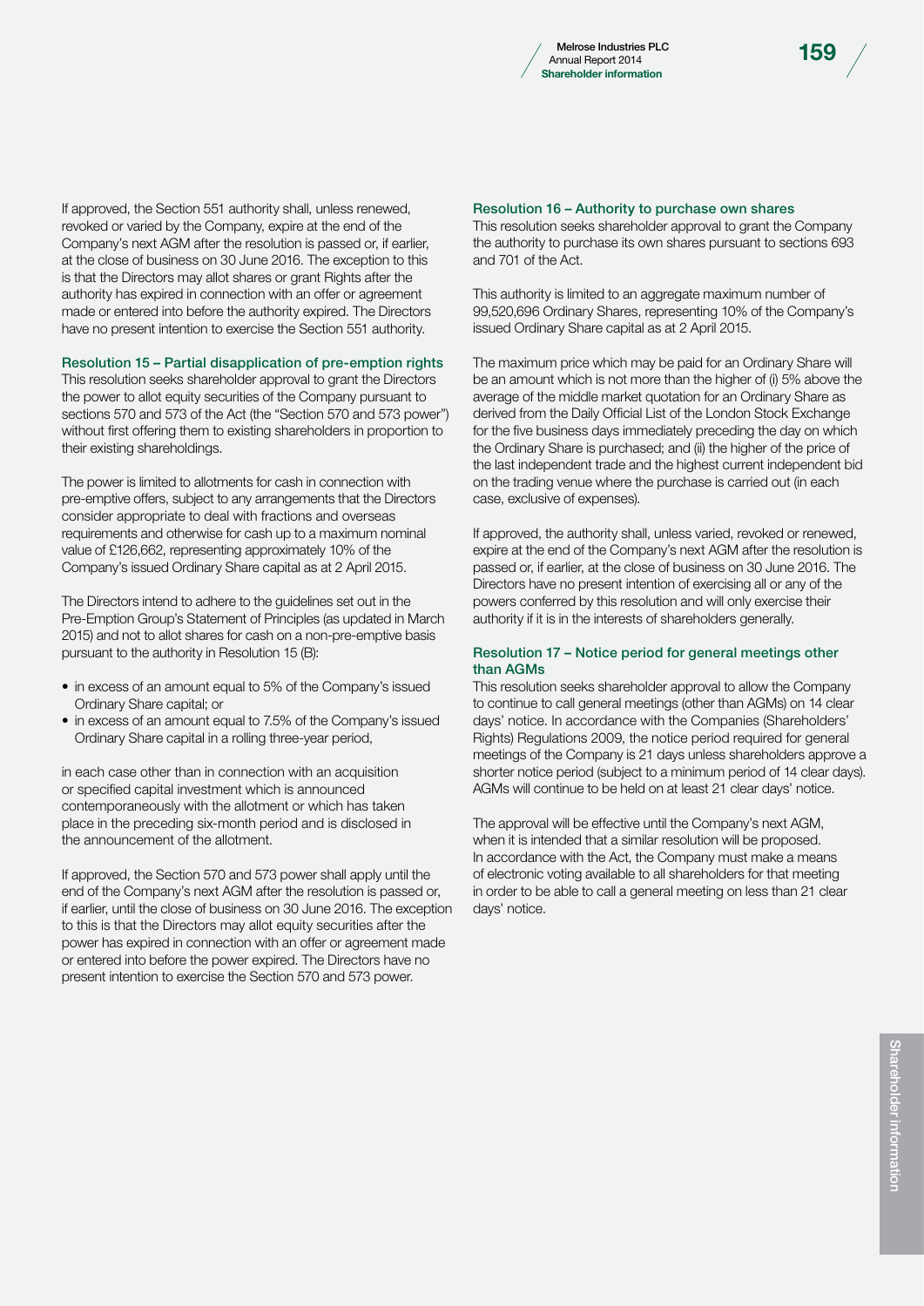If approved, the Section 551 authority shall, unless renewed, revoked or varied by the Company, expire at the end of the Company's next AGM after the resolution is passed or, if earlier, at the close of business on 30 June 2016. The exception to this is that the Directors may allot shares or grant Rights after the authority has expired in connection with an offer or agreement made or entered into before the authority expired. The Directors have no present intention to exercise the Section 551 authority.

### Resolution 15 – Partial disapplication of pre-emption rights

This resolution seeks shareholder approval to grant the Directors the power to allot equity securities of the Company pursuant to sections 570 and 573 of the Act (the "Section 570 and 573 power") without first offering them to existing shareholders in proportion to their existing shareholdings.

The power is limited to allotments for cash in connection with pre-emptive offers, subject to any arrangements that the Directors consider appropriate to deal with fractions and overseas requirements and otherwise for cash up to a maximum nominal value of £126,662, representing approximately 10% of the Company's issued Ordinary Share capital as at 2 April 2015.

The Directors intend to adhere to the guidelines set out in the Pre-Emption Group's Statement of Principles (as updated in March 2015) and not to allot shares for cash on a non-pre-emptive basis pursuant to the authority in Resolution 15 (B):

- in excess of an amount equal to 5% of the Company's issued Ordinary Share capital; or
- in excess of an amount equal to 7.5% of the Company's issued Ordinary Share capital in a rolling three-year period,

in each case other than in connection with an acquisition or specified capital investment which is announced contemporaneously with the allotment or which has taken place in the preceding six-month period and is disclosed in the announcement of the allotment.

If approved, the Section 570 and 573 power shall apply until the end of the Company's next AGM after the resolution is passed or, if earlier, until the close of business on 30 June 2016. The exception to this is that the Directors may allot equity securities after the power has expired in connection with an offer or agreement made or entered into before the power expired. The Directors have no present intention to exercise the Section 570 and 573 power.

### Resolution 16 – Authority to purchase own shares

This resolution seeks shareholder approval to grant the Company the authority to purchase its own shares pursuant to sections 693 and 701 of the Act.

This authority is limited to an aggregate maximum number of 99,520,696 Ordinary Shares, representing 10% of the Company's issued Ordinary Share capital as at 2 April 2015.

The maximum price which may be paid for an Ordinary Share will be an amount which is not more than the higher of (i) 5% above the average of the middle market quotation for an Ordinary Share as derived from the Daily Official List of the London Stock Exchange for the five business days immediately preceding the day on which the Ordinary Share is purchased; and (ii) the higher of the price of the last independent trade and the highest current independent bid on the trading venue where the purchase is carried out (in each case, exclusive of expenses).

If approved, the authority shall, unless varied, revoked or renewed, expire at the end of the Company's next AGM after the resolution is passed or, if earlier, at the close of business on 30 June 2016. The Directors have no present intention of exercising all or any of the powers conferred by this resolution and will only exercise their authority if it is in the interests of shareholders generally.

### Resolution 17 – Notice period for general meetings other than AGMs

This resolution seeks shareholder approval to allow the Company to continue to call general meetings (other than AGMs) on 14 clear days' notice. In accordance with the Companies (Shareholders' Rights) Regulations 2009, the notice period required for general meetings of the Company is 21 days unless shareholders approve a shorter notice period (subject to a minimum period of 14 clear days). AGMs will continue to be held on at least 21 clear days' notice.

The approval will be effective until the Company's next AGM, when it is intended that a similar resolution will be proposed. In accordance with the Act, the Company must make a means of electronic voting available to all shareholders for that meeting in order to be able to call a general meeting on less than 21 clear days' notice.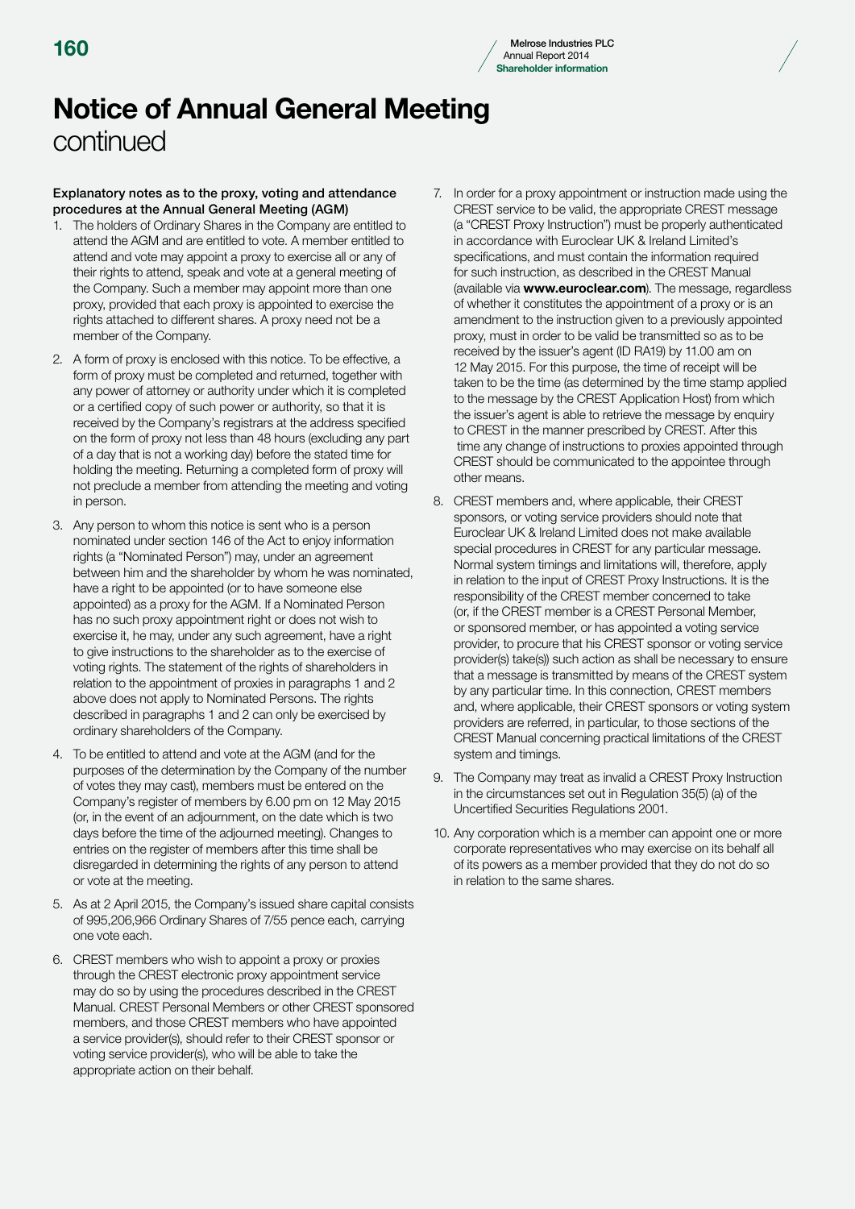# Notice of Annual General Meeting
continued

**Explanatory notes as to the proxy, voting and attendance procedures at the Annual General Meeting (AGM)**

1. The holders of Ordinary Shares in the Company are entitled to attend the AGM and are entitled to vote. A member entitled to attend and vote may appoint a proxy to exercise all or any of their rights to attend, speak and vote at a general meeting of the Company. Such a member may appoint more than one proxy, provided that each proxy is appointed to exercise the rights attached to different shares. A proxy need not be a member of the Company.

2. A form of proxy is enclosed with this notice. To be effective, a form of proxy must be completed and returned, together with any power of attorney or authority under which it is completed or a certified copy of such power or authority, so that it is received by the Company's registrars at the address specified on the form of proxy not less than 48 hours (excluding any part of a day that is not a working day) before the stated time for holding the meeting. Returning a completed form of proxy will not preclude a member from attending the meeting and voting in person.

3. Any person to whom this notice is sent who is a person nominated under section 146 of the Act to enjoy information rights (a "Nominated Person") may, under an agreement between him and the shareholder by whom he was nominated, have a right to be appointed (or to have someone else appointed) as a proxy for the AGM. If a Nominated Person has no such proxy appointment right or does not wish to exercise it, he may, under any such agreement, have a right to give instructions to the shareholder as to the exercise of voting rights. The statement of the rights of shareholders in relation to the appointment of proxies in paragraphs 1 and 2 above does not apply to Nominated Persons. The rights described in paragraphs 1 and 2 can only be exercised by ordinary shareholders of the Company.

4. To be entitled to attend and vote at the AGM (and for the purposes of the determination by the Company of the number of votes they may cast), members must be entered on the Company's register of members by 6.00 pm on 12 May 2015 (or, in the event of an adjournment, on the date which is two days before the time of the adjourned meeting). Changes to entries on the register of members after this time shall be disregarded in determining the rights of any person to attend or vote at the meeting.

5. As at 2 April 2015, the Company's issued share capital consists of 995,206,966 Ordinary Shares of 7/55 pence each, carrying one vote each.

6. CREST members who wish to appoint a proxy or proxies through the CREST electronic proxy appointment service may do so by using the procedures described in the CREST Manual. CREST Personal Members or other CREST sponsored members, and those CREST members who have appointed a service provider(s), should refer to their CREST sponsor or voting service provider(s), who will be able to take the appropriate action on their behalf.

7. In order for a proxy appointment or instruction made using the CREST service to be valid, the appropriate CREST message (a "CREST Proxy Instruction") must be properly authenticated in accordance with Euroclear UK & Ireland Limited's specifications, and must contain the information required for such instruction, as described in the CREST Manual (available via **www.euroclear.com**). The message, regardless of whether it constitutes the appointment of a proxy or is an amendment to the instruction given to a previously appointed proxy, must in order to be valid be transmitted so as to be received by the issuer's agent (ID RA19) by 11.00 am on 12 May 2015. For this purpose, the time of receipt will be taken to be the time (as determined by the time stamp applied to the message by the CREST Application Host) from which the issuer's agent is able to retrieve the message by enquiry to CREST in the manner prescribed by CREST. After this time any change of instructions to proxies appointed through CREST should be communicated to the appointee through other means.

8. CREST members and, where applicable, their CREST sponsors, or voting service providers should note that Euroclear UK & Ireland Limited does not make available special procedures in CREST for any particular message. Normal system timings and limitations will, therefore, apply in relation to the input of CREST Proxy Instructions. It is the responsibility of the CREST member concerned to take (or, if the CREST member is a CREST Personal Member, or sponsored member, or has appointed a voting service provider, to procure that his CREST sponsor or voting service provider(s) take(s)) such action as shall be necessary to ensure that a message is transmitted by means of the CREST system by any particular time. In this connection, CREST members and, where applicable, their CREST sponsors or voting system providers are referred, in particular, to those sections of the CREST Manual concerning practical limitations of the CREST system and timings.

9. The Company may treat as invalid a CREST Proxy Instruction in the circumstances set out in Regulation 35(5) (a) of the Uncertified Securities Regulations 2001.

10. Any corporation which is a member can appoint one or more corporate representatives who may exercise on its behalf all of its powers as a member provided that they do not do so in relation to the same shares.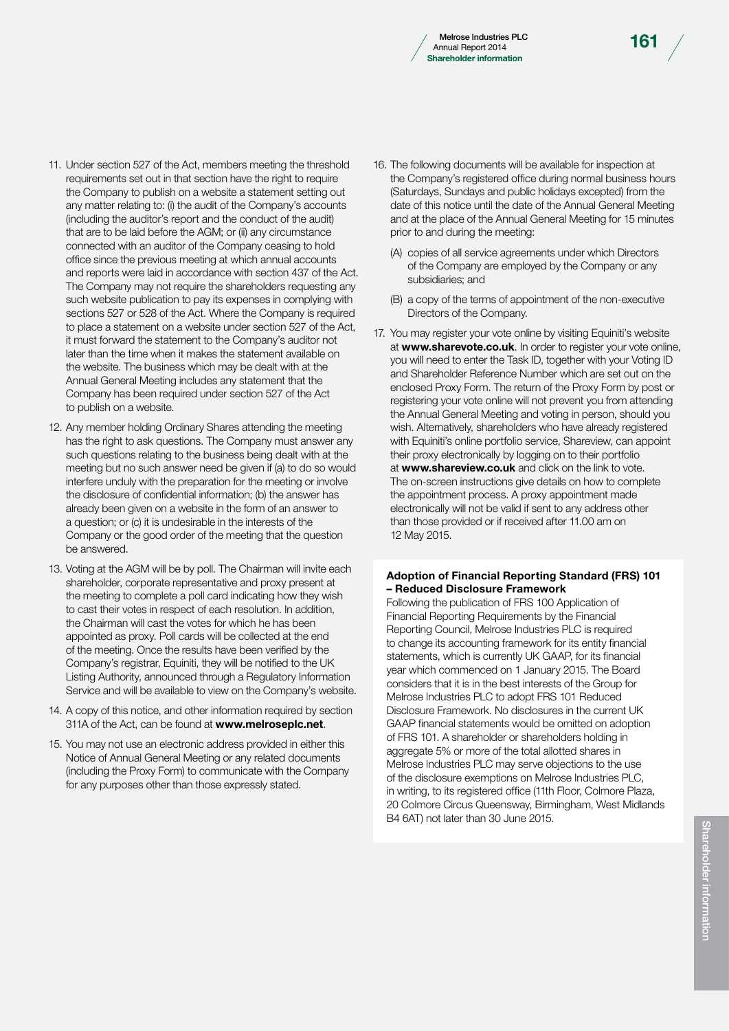11. Under section 527 of the Act, members meeting the threshold requirements set out in that section have the right to require the Company to publish on a website a statement setting out any matter relating to: (i) the audit of the Company's accounts (including the auditor's report and the conduct of the audit) that are to be laid before the AGM; or (ii) any circumstance connected with an auditor of the Company ceasing to hold office since the previous meeting at which annual accounts and reports were laid in accordance with section 437 of the Act. The Company may not require the shareholders requesting any such website publication to pay its expenses in complying with sections 527 or 528 of the Act. Where the Company is required to place a statement on a website under section 527 of the Act, it must forward the statement to the Company's auditor not later than the time when it makes the statement available on the website. The business which may be dealt with at the Annual General Meeting includes any statement that the Company has been required under section 527 of the Act to publish on a website.
12. Any member holding Ordinary Shares attending the meeting has the right to ask questions. The Company must answer any such questions relating to the business being dealt with at the meeting but no such answer need be given if (a) to do so would interfere unduly with the preparation for the meeting or involve the disclosure of confidential information; (b) the answer has already been given on a website in the form of an answer to a question; or (c) it is undesirable in the interests of the Company or the good order of the meeting that the question be answered.
13. Voting at the AGM will be by poll. The Chairman will invite each shareholder, corporate representative and proxy present at the meeting to complete a poll card indicating how they wish to cast their votes in respect of each resolution. In addition, the Chairman will cast the votes for which he has been appointed as proxy. Poll cards will be collected at the end of the meeting. Once the results have been verified by the Company's registrar, Equiniti, they will be notified to the UK Listing Authority, announced through a Regulatory Information Service and will be available to view on the Company's website.
14. A copy of this notice, and other information required by section 311A of the Act, can be found at **www.melroseplc.net**.
15. You may not use an electronic address provided in either this Notice of Annual General Meeting or any related documents (including the Proxy Form) to communicate with the Company for any purposes other than those expressly stated.
16. The following documents will be available for inspection at the Company's registered office during normal business hours (Saturdays, Sundays and public holidays excepted) from the date of this notice until the date of the Annual General Meeting and at the place of the Annual General Meeting for 15 minutes prior to and during the meeting:
    (A) copies of all service agreements under which Directors of the Company are employed by the Company or any subsidiaries; and
    (B) a copy of the terms of appointment of the non-executive Directors of the Company.
17. You may register your vote online by visiting Equiniti's website at **www.sharevote.co.uk**. In order to register your vote online, you will need to enter the Task ID, together with your Voting ID and Shareholder Reference Number which are set out on the enclosed Proxy Form. The return of the Proxy Form by post or registering your vote online will not prevent you from attending the Annual General Meeting and voting in person, should you wish. Alternatively, shareholders who have already registered with Equiniti's online portfolio service, Shareview, can appoint their proxy electronically by logging on to their portfolio at **www.shareview.co.uk** and click on the link to vote. The on-screen instructions give details on how to complete the appointment process. A proxy appointment made electronically will not be valid if sent to any address other than those provided or if received after 11.00 am on 12 May 2015.

### Adoption of Financial Reporting Standard (FRS) 101 – Reduced Disclosure Framework

Following the publication of FRS 100 Application of Financial Reporting Requirements by the Financial Reporting Council, Melrose Industries PLC is required to change its accounting framework for its entity financial statements, which is currently UK GAAP, for its financial year which commenced on 1 January 2015. The Board considers that it is in the best interests of the Group for Melrose Industries PLC to adopt FRS 101 Reduced Disclosure Framework. No disclosures in the current UK GAAP financial statements would be omitted on adoption of FRS 101. A shareholder or shareholders holding in aggregate 5% or more of the total allotted shares in Melrose Industries PLC may serve objections to the use of the disclosure exemptions on Melrose Industries PLC, in writing, to its registered office (11th Floor, Colmore Plaza, 20 Colmore Circus Queensway, Birmingham, West Midlands B4 6AT) not later than 30 June 2015.